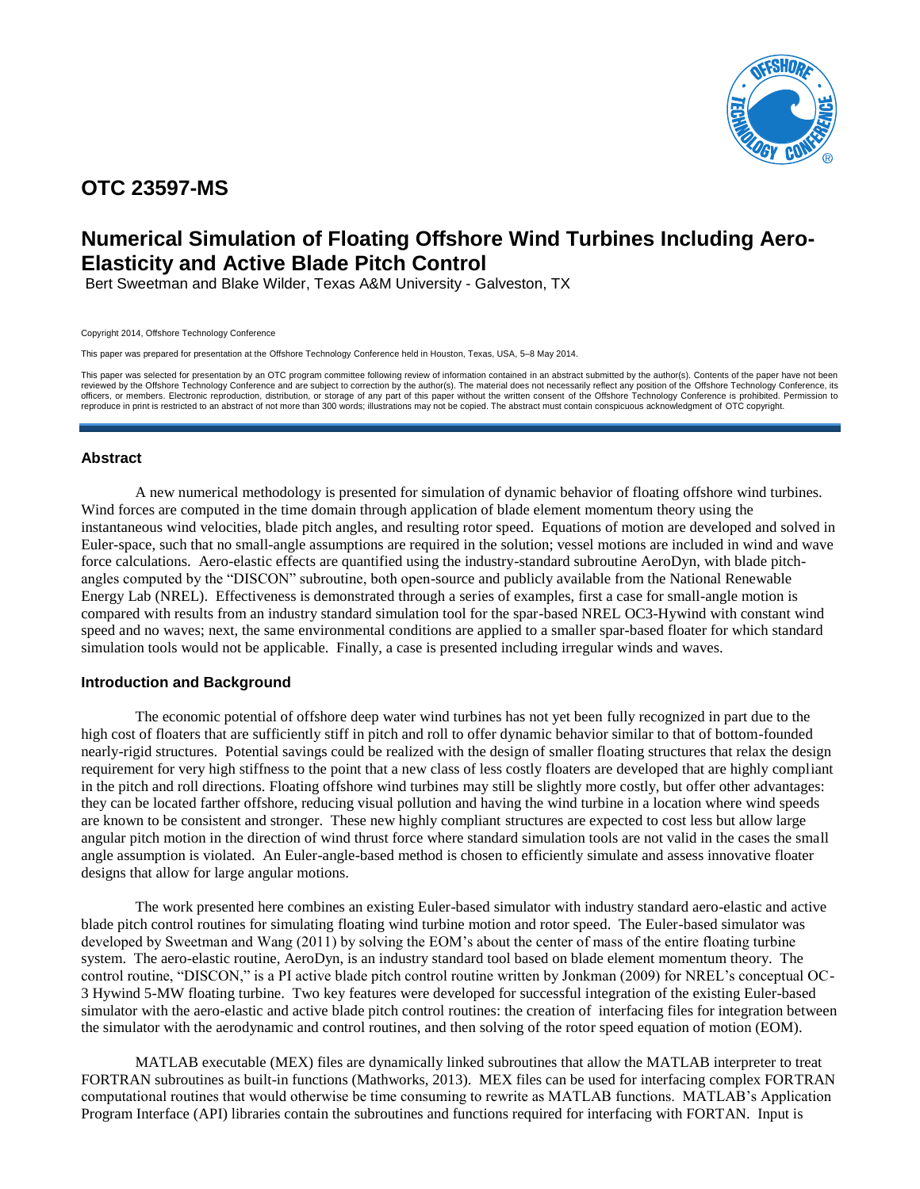# OTC 23597-MS

# Numerical Simulation of Floating Offshore Wind Turbines Including Aero-Elasticity and Active Blade Pitch Control

Bert Sweetman and Blake Wilder, Texas A&M University - Galveston, TX

Copyright 2014, Offshore Technology Conference

This paper was prepared for presentation at the Offshore Technology Conference held in Houston, Texas, USA, 5–8 May 2014.

This paper was selected for presentation by an OTC program committee following review of information contained in an abstract submitted by the author(s). Contents of the paper have not been reviewed by the Offshore Technology Conference and are subject to correction by the author(s). The material does not necessarily reflect any position of the Offshore Technology Conference, its officers, or members. Electronic reproduction, distribution, or storage of any part of this paper without the written consent of the Offshore Technology Conference is prohibited. Permission to reproduce in print is restricted to an abstract of not more than 300 words; illustrations may not be copied. The abstract must contain conspicuous acknowledgment of OTC copyright.

## Abstract

A new numerical methodology is presented for simulation of dynamic behavior of floating offshore wind turbines. Wind forces are computed in the time domain through application of blade element momentum theory using the instantaneous wind velocities, blade pitch angles, and resulting rotor speed. Equations of motion are developed and solved in Euler-space, such that no small-angle assumptions are required in the solution; vessel motions are included in wind and wave force calculations. Aero-elastic effects are quantified using the industry-standard subroutine AeroDyn, with blade pitch-angles computed by the "DISCON" subroutine, both open-source and publicly available from the National Renewable Energy Lab (NREL). Effectiveness is demonstrated through a series of examples, first a case for small-angle motion is compared with results from an industry standard simulation tool for the spar-based NREL OC3-Hywind with constant wind speed and no waves; next, the same environmental conditions are applied to a smaller spar-based floater for which standard simulation tools would not be applicable. Finally, a case is presented including irregular winds and waves.

## Introduction and Background

The economic potential of offshore deep water wind turbines has not yet been fully recognized in part due to the high cost of floaters that are sufficiently stiff in pitch and roll to offer dynamic behavior similar to that of bottom-founded nearly-rigid structures. Potential savings could be realized with the design of smaller floating structures that relax the design requirement for very high stiffness to the point that a new class of less costly floaters are developed that are highly compliant in the pitch and roll directions. Floating offshore wind turbines may still be slightly more costly, but offer other advantages: they can be located farther offshore, reducing visual pollution and having the wind turbine in a location where wind speeds are known to be consistent and stronger. These new highly compliant structures are expected to cost less but allow large angular pitch motion in the direction of wind thrust force where standard simulation tools are not valid in the cases the small angle assumption is violated. An Euler-angle-based method is chosen to efficiently simulate and assess innovative floater designs that allow for large angular motions.

The work presented here combines an existing Euler-based simulator with industry standard aero-elastic and active blade pitch control routines for simulating floating wind turbine motion and rotor speed. The Euler-based simulator was developed by Sweetman and Wang (2011) by solving the EOM's about the center of mass of the entire floating turbine system. The aero-elastic routine, AeroDyn, is an industry standard tool based on blade element momentum theory. The control routine, "DISCON," is a PI active blade pitch control routine written by Jonkman (2009) for NREL's conceptual OC-3 Hywind 5-MW floating turbine. Two key features were developed for successful integration of the existing Euler-based simulator with the aero-elastic and active blade pitch control routines: the creation of interfacing files for integration between the simulator with the aerodynamic and control routines, and then solving of the rotor speed equation of motion (EOM).

MATLAB executable (MEX) files are dynamically linked subroutines that allow the MATLAB interpreter to treat FORTRAN subroutines as built-in functions (Mathworks, 2013). MEX files can be used for interfacing complex FORTRAN computational routines that would otherwise be time consuming to rewrite as MATLAB functions. MATLAB's Application Program Interface (API) libraries contain the subroutines and functions required for interfacing with FORTAN. Input is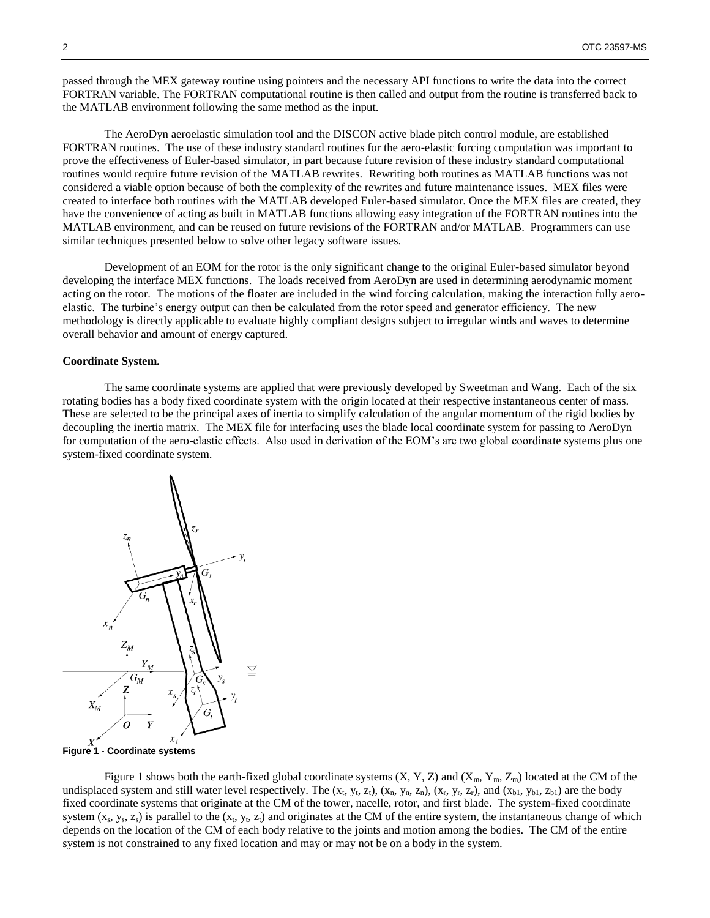passed through the MEX gateway routine using pointers and the necessary API functions to write the data into the correct FORTRAN variable. The FORTRAN computational routine is then called and output from the routine is transferred back to the MATLAB environment following the same method as the input.

The AeroDyn aeroelastic simulation tool and the DISCON active blade pitch control module, are established FORTRAN routines. The use of these industry standard routines for the aero-elastic forcing computation was important to prove the effectiveness of Euler-based simulator, in part because future revision of these industry standard computational routines would require future revision of the MATLAB rewrites. Rewriting both routines as MATLAB functions was not considered a viable option because of both the complexity of the rewrites and future maintenance issues. MEX files were created to interface both routines with the MATLAB developed Euler-based simulator. Once the MEX files are created, they have the convenience of acting as built in MATLAB functions allowing easy integration of the FORTRAN routines into the MATLAB environment, and can be reused on future revisions of the FORTRAN and/or MATLAB. Programmers can use similar techniques presented below to solve other legacy software issues.

Development of an EOM for the rotor is the only significant change to the original Euler-based simulator beyond developing the interface MEX functions. The loads received from AeroDyn are used in determining aerodynamic moment acting on the rotor. The motions of the floater are included in the wind forcing calculation, making the interaction fully aero-elastic. The turbine's energy output can then be calculated from the rotor speed and generator efficiency. The new methodology is directly applicable to evaluate highly compliant designs subject to irregular winds and waves to determine overall behavior and amount of energy captured.

**Coordinate System.**

The same coordinate systems are applied that were previously developed by Sweetman and Wang. Each of the six rotating bodies has a body fixed coordinate system with the origin located at their respective instantaneous center of mass. These are selected to be the principal axes of inertia to simplify calculation of the angular momentum of the rigid bodies by decoupling the inertia matrix. The MEX file for interfacing uses the blade local coordinate system for passing to AeroDyn for computation of the aero-elastic effects. Also used in derivation of the EOM's are two global coordinate systems plus one system-fixed coordinate system.

**Figure 1 - Coordinate systems**

Figure 1 shows both the earth-fixed global coordinate systems $(X, Y, Z)$ and $(X_m, Y_m, Z_m)$ located at the CM of the undisplaced system and still water level respectively. The $(x_t, y_t, z_t)$, $(x_n, y_n, z_n)$, $(x_r, y_r, z_r)$, and $(x_{b1}, y_{b1}, z_{b1})$ are the body fixed coordinate systems that originate at the CM of the tower, nacelle, rotor, and first blade. The system-fixed coordinate system $(x_s, y_s, z_s)$ is parallel to the $(x_t, y_t, z_t)$ and originates at the CM of the entire system, the instantaneous change of which depends on the location of the CM of each body relative to the joints and motion among the bodies. The CM of the entire system is not constrained to any fixed location and may or may not be on a body in the system.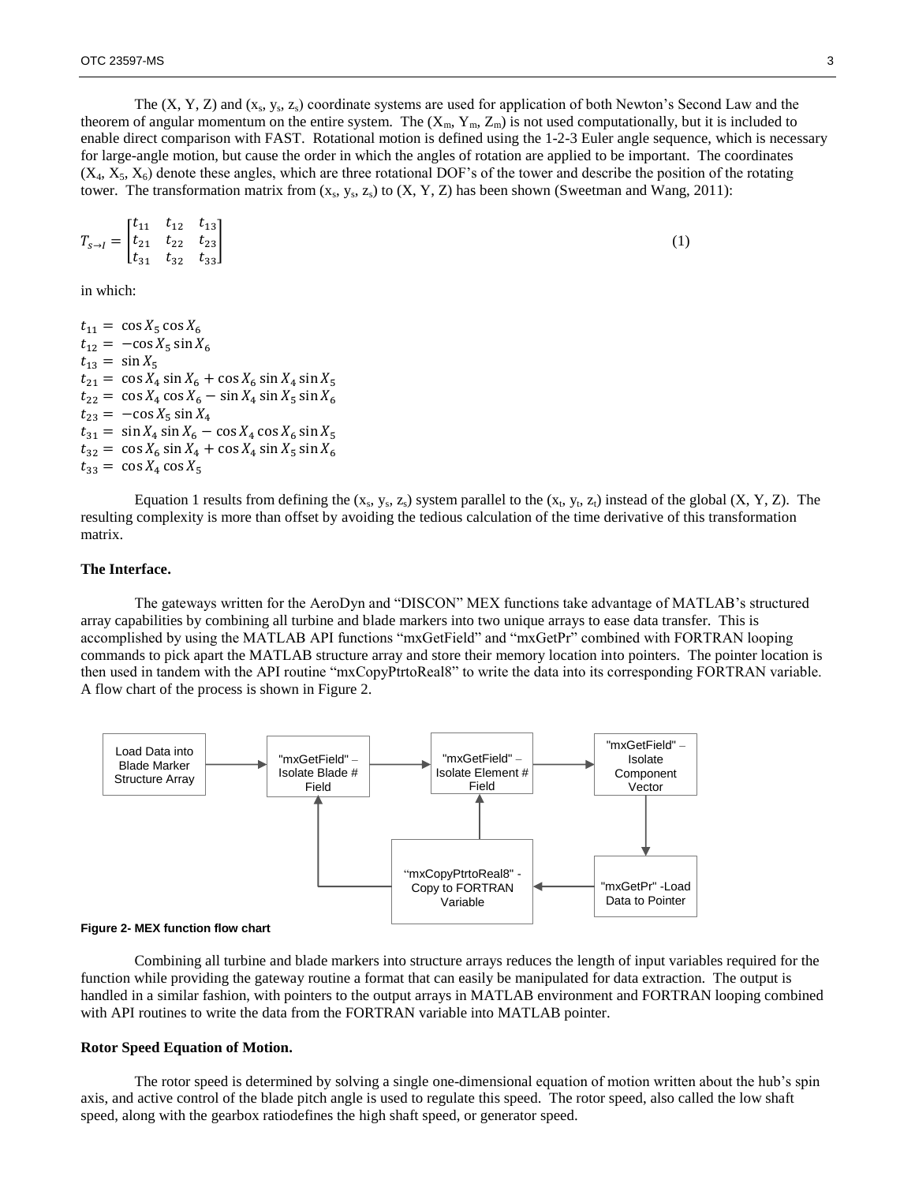The (X, Y, Z) and ($x_s$, $y_s$, $z_s$) coordinate systems are used for application of both Newton's Second Law and the theorem of angular momentum on the entire system. The ($X_m$, $Y_m$, $Z_m$) is not used computationally, but it is included to enable direct comparison with FAST. Rotational motion is defined using the 1-2-3 Euler angle sequence, which is necessary for large-angle motion, but cause the order in which the angles of rotation are applied to be important. The coordinates ($X_4$, $X_5$, $X_6$) denote these angles, which are three rotational DOF's of the tower and describe the position of the rotating tower. The transformation matrix from ($x_s$, $y_s$, $z_s$) to (X, Y, Z) has been shown (Sweetman and Wang, 2011):

$$T_{s \to I} = \begin{bmatrix} t_{11} & t_{12} & t_{13} \\ t_{21} & t_{22} & t_{23} \\ t_{31} & t_{32} & t_{33} \end{bmatrix} \tag{1}$$

in which:

$$t_{11} = \cos X_5 \cos X_6$$
$$t_{12} = -\cos X_5 \sin X_6$$
$$t_{13} = \sin X_5$$
$$t_{21} = \cos X_4 \sin X_6 + \cos X_6 \sin X_4 \sin X_5$$
$$t_{22} = \cos X_4 \cos X_6 - \sin X_4 \sin X_5 \sin X_6$$
$$t_{23} = -\cos X_5 \sin X_4$$
$$t_{31} = \sin X_4 \sin X_6 - \cos X_4 \cos X_6 \sin X_5$$
$$t_{32} = \cos X_6 \sin X_4 + \cos X_4 \sin X_5 \sin X_6$$
$$t_{33} = \cos X_4 \cos X_5$$

Equation 1 results from defining the ($x_s$, $y_s$, $z_s$) system parallel to the ($x_t$, $y_t$, $z_t$) instead of the global (X, Y, Z). The resulting complexity is more than offset by avoiding the tedious calculation of the time derivative of this transformation matrix.

**The Interface.**

The gateways written for the AeroDyn and "DISCON" MEX functions take advantage of MATLAB's structured array capabilities by combining all turbine and blade markers into two unique arrays to ease data transfer. This is accomplished by using the MATLAB API functions "mxGetField" and "mxGetPr" combined with FORTRAN looping commands to pick apart the MATLAB structure array and store their memory location into pointers. The pointer location is then used in tandem with the API routine "mxCopyPtrtoReal8" to write the data into its corresponding FORTRAN variable. A flow chart of the process is shown in Figure 2.

Load Data into Blade Marker Structure Array → "mxGetField" – Isolate Blade # Field → "mxGetField" – Isolate Element # Field → "mxGetField" – Isolate Component Vector → "mxGetPr" -Load Data to Pointer → "mxCopyPtrtoReal8" - Copy to FORTRAN Variable → (loops back to "mxGetField" – Isolate Element # Field and "mxGetField" – Isolate Blade # Field)

**Figure 2- MEX function flow chart**

Combining all turbine and blade markers into structure arrays reduces the length of input variables required for the function while providing the gateway routine a format that can easily be manipulated for data extraction. The output is handled in a similar fashion, with pointers to the output arrays in MATLAB environment and FORTRAN looping combined with API routines to write the data from the FORTRAN variable into MATLAB pointer.

**Rotor Speed Equation of Motion.**

The rotor speed is determined by solving a single one-dimensional equation of motion written about the hub's spin axis, and active control of the blade pitch angle is used to regulate this speed. The rotor speed, also called the low shaft speed, along with the gearbox ratiodefines the high shaft speed, or generator speed.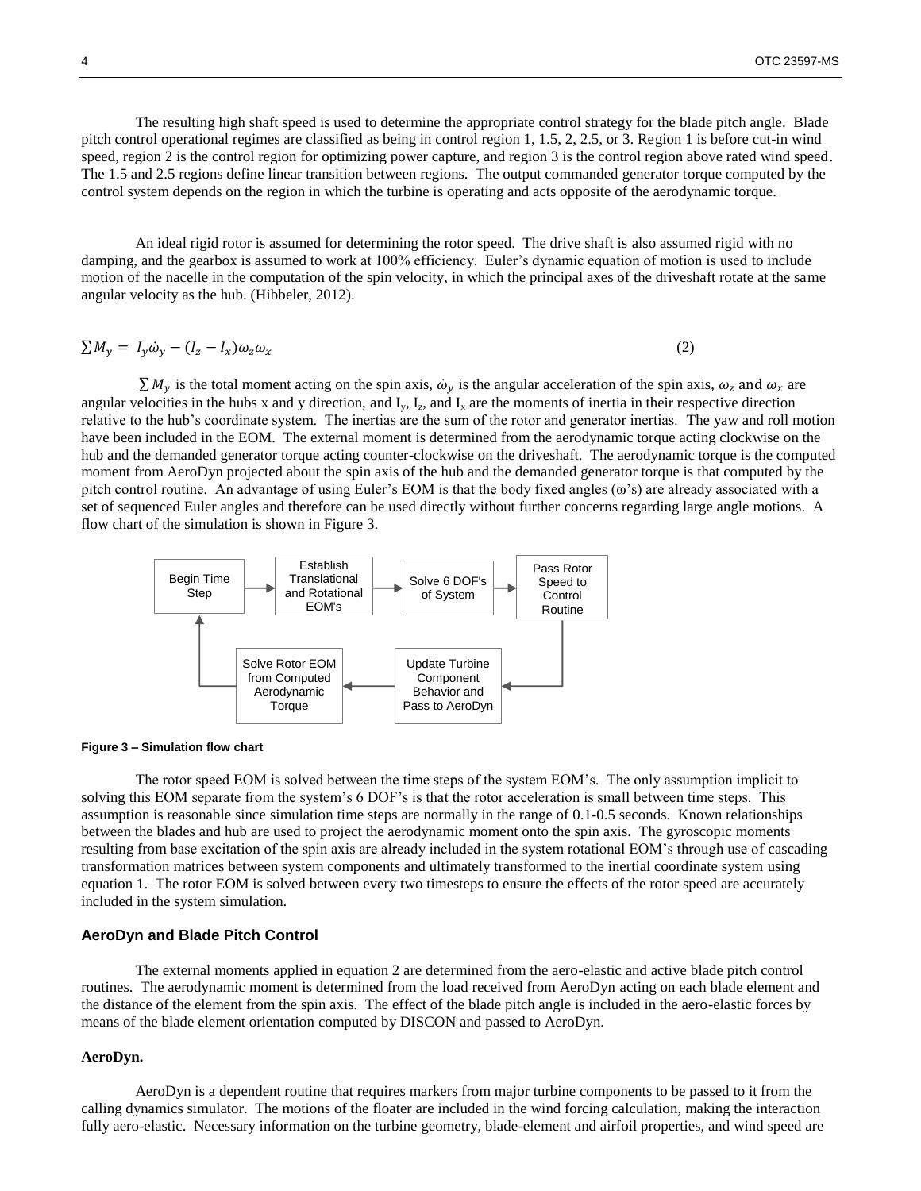The resulting high shaft speed is used to determine the appropriate control strategy for the blade pitch angle. Blade pitch control operational regimes are classified as being in control region 1, 1.5, 2, 2.5, or 3. Region 1 is before cut-in wind speed, region 2 is the control region for optimizing power capture, and region 3 is the control region above rated wind speed. The 1.5 and 2.5 regions define linear transition between regions. The output commanded generator torque computed by the control system depends on the region in which the turbine is operating and acts opposite of the aerodynamic torque.

An ideal rigid rotor is assumed for determining the rotor speed. The drive shaft is also assumed rigid with no damping, and the gearbox is assumed to work at 100% efficiency. Euler's dynamic equation of motion is used to include motion of the nacelle in the computation of the spin velocity, in which the principal axes of the driveshaft rotate at the same angular velocity as the hub. (Hibbeler, 2012).

$$\sum M_y = I_y \dot{\omega}_y - (I_z - I_x)\omega_z \omega_x \tag{2}$$

$\sum M_y$ is the total moment acting on the spin axis, $\dot{\omega}_y$ is the angular acceleration of the spin axis, $\omega_z$ and $\omega_x$ are angular velocities in the hubs x and y direction, and $I_y$, $I_z$, and $I_x$ are the moments of inertia in their respective direction relative to the hub's coordinate system. The inertias are the sum of the rotor and generator inertias. The yaw and roll motion have been included in the EOM. The external moment is determined from the aerodynamic torque acting clockwise on the hub and the demanded generator torque acting counter-clockwise on the driveshaft. The aerodynamic torque is the computed moment from AeroDyn projected about the spin axis of the hub and the demanded generator torque is that computed by the pitch control routine. An advantage of using Euler's EOM is that the body fixed angles ($\omega$'s) are already associated with a set of sequenced Euler angles and therefore can be used directly without further concerns regarding large angle motions. A flow chart of the simulation is shown in Figure 3.

Begin Time Step → Establish Translational and Rotational EOM's → Solve 6 DOF's of System → Pass Rotor Speed to Control Routine → Update Turbine Component Behavior and Pass to AeroDyn → Solve Rotor EOM from Computed Aerodynamic Torque → Begin Time Step

**Figure 3 – Simulation flow chart**

The rotor speed EOM is solved between the time steps of the system EOM's. The only assumption implicit to solving this EOM separate from the system's 6 DOF's is that the rotor acceleration is small between time steps. This assumption is reasonable since simulation time steps are normally in the range of 0.1-0.5 seconds. Known relationships between the blades and hub are used to project the aerodynamic moment onto the spin axis. The gyroscopic moments resulting from base excitation of the spin axis are already included in the system rotational EOM's through use of cascading transformation matrices between system components and ultimately transformed to the inertial coordinate system using equation 1. The rotor EOM is solved between every two timesteps to ensure the effects of the rotor speed are accurately included in the system simulation.

## AeroDyn and Blade Pitch Control

The external moments applied in equation 2 are determined from the aero-elastic and active blade pitch control routines. The aerodynamic moment is determined from the load received from AeroDyn acting on each blade element and the distance of the element from the spin axis. The effect of the blade pitch angle is included in the aero-elastic forces by means of the blade element orientation computed by DISCON and passed to AeroDyn.

### AeroDyn.

AeroDyn is a dependent routine that requires markers from major turbine components to be passed to it from the calling dynamics simulator. The motions of the floater are included in the wind forcing calculation, making the interaction fully aero-elastic. Necessary information on the turbine geometry, blade-element and airfoil properties, and wind speed are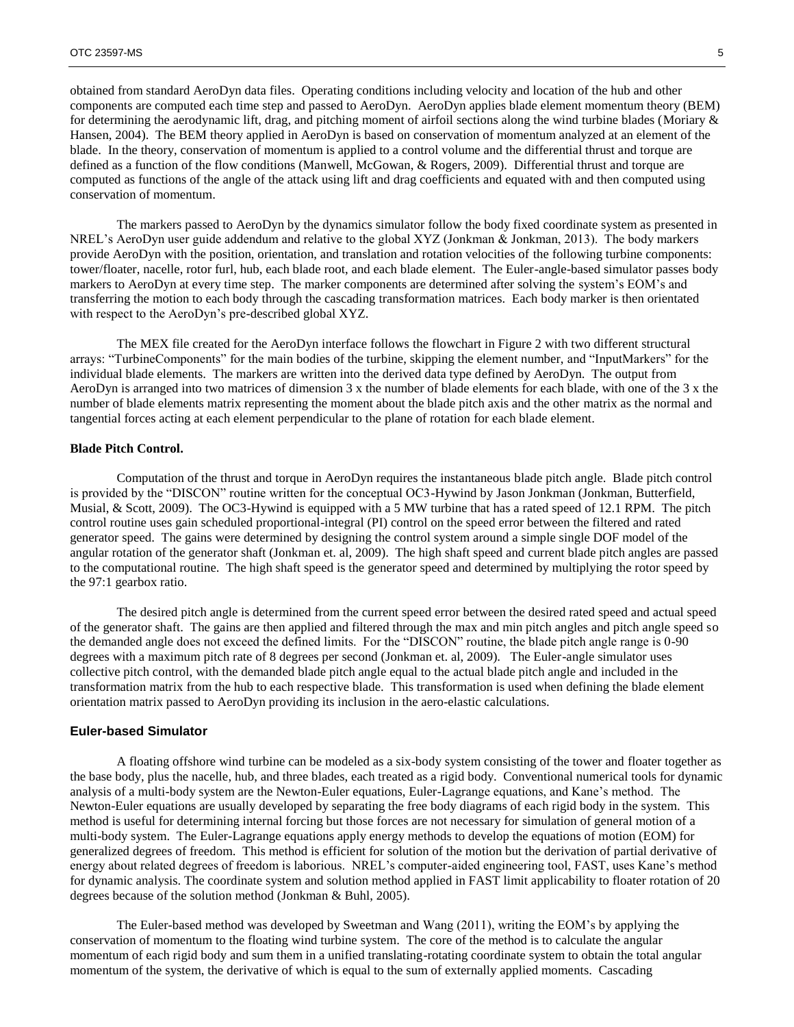obtained from standard AeroDyn data files. Operating conditions including velocity and location of the hub and other components are computed each time step and passed to AeroDyn. AeroDyn applies blade element momentum theory (BEM) for determining the aerodynamic lift, drag, and pitching moment of airfoil sections along the wind turbine blades (Moriary & Hansen, 2004). The BEM theory applied in AeroDyn is based on conservation of momentum analyzed at an element of the blade. In the theory, conservation of momentum is applied to a control volume and the differential thrust and torque are defined as a function of the flow conditions (Manwell, McGowan, & Rogers, 2009). Differential thrust and torque are computed as functions of the angle of the attack using lift and drag coefficients and equated with and then computed using conservation of momentum.

The markers passed to AeroDyn by the dynamics simulator follow the body fixed coordinate system as presented in NREL's AeroDyn user guide addendum and relative to the global XYZ (Jonkman & Jonkman, 2013). The body markers provide AeroDyn with the position, orientation, and translation and rotation velocities of the following turbine components: tower/floater, nacelle, rotor furl, hub, each blade root, and each blade element. The Euler-angle-based simulator passes body markers to AeroDyn at every time step. The marker components are determined after solving the system's EOM's and transferring the motion to each body through the cascading transformation matrices. Each body marker is then orientated with respect to the AeroDyn's pre-described global XYZ.

The MEX file created for the AeroDyn interface follows the flowchart in Figure 2 with two different structural arrays: "TurbineComponents" for the main bodies of the turbine, skipping the element number, and "InputMarkers" for the individual blade elements. The markers are written into the derived data type defined by AeroDyn. The output from AeroDyn is arranged into two matrices of dimension 3 x the number of blade elements for each blade, with one of the 3 x the number of blade elements matrix representing the moment about the blade pitch axis and the other matrix as the normal and tangential forces acting at each element perpendicular to the plane of rotation for each blade element.

**Blade Pitch Control.**

Computation of the thrust and torque in AeroDyn requires the instantaneous blade pitch angle. Blade pitch control is provided by the "DISCON" routine written for the conceptual OC3-Hywind by Jason Jonkman (Jonkman, Butterfield, Musial, & Scott, 2009). The OC3-Hywind is equipped with a 5 MW turbine that has a rated speed of 12.1 RPM. The pitch control routine uses gain scheduled proportional-integral (PI) control on the speed error between the filtered and rated generator speed. The gains were determined by designing the control system around a simple single DOF model of the angular rotation of the generator shaft (Jonkman et. al, 2009). The high shaft speed and current blade pitch angles are passed to the computational routine. The high shaft speed is the generator speed and determined by multiplying the rotor speed by the 97:1 gearbox ratio.

The desired pitch angle is determined from the current speed error between the desired rated speed and actual speed of the generator shaft. The gains are then applied and filtered through the max and min pitch angles and pitch angle speed so the demanded angle does not exceed the defined limits. For the "DISCON" routine, the blade pitch angle range is 0-90 degrees with a maximum pitch rate of 8 degrees per second (Jonkman et. al, 2009). The Euler-angle simulator uses collective pitch control, with the demanded blade pitch angle equal to the actual blade pitch angle and included in the transformation matrix from the hub to each respective blade. This transformation is used when defining the blade element orientation matrix passed to AeroDyn providing its inclusion in the aero-elastic calculations.

## Euler-based Simulator

A floating offshore wind turbine can be modeled as a six-body system consisting of the tower and floater together as the base body, plus the nacelle, hub, and three blades, each treated as a rigid body. Conventional numerical tools for dynamic analysis of a multi-body system are the Newton-Euler equations, Euler-Lagrange equations, and Kane's method. The Newton-Euler equations are usually developed by separating the free body diagrams of each rigid body in the system. This method is useful for determining internal forcing but those forces are not necessary for simulation of general motion of a multi-body system. The Euler-Lagrange equations apply energy methods to develop the equations of motion (EOM) for generalized degrees of freedom. This method is efficient for solution of the motion but the derivation of partial derivative of energy about related degrees of freedom is laborious. NREL's computer-aided engineering tool, FAST, uses Kane's method for dynamic analysis. The coordinate system and solution method applied in FAST limit applicability to floater rotation of 20 degrees because of the solution method (Jonkman & Buhl, 2005).

The Euler-based method was developed by Sweetman and Wang (2011), writing the EOM's by applying the conservation of momentum to the floating wind turbine system. The core of the method is to calculate the angular momentum of each rigid body and sum them in a unified translating-rotating coordinate system to obtain the total angular momentum of the system, the derivative of which is equal to the sum of externally applied moments. Cascading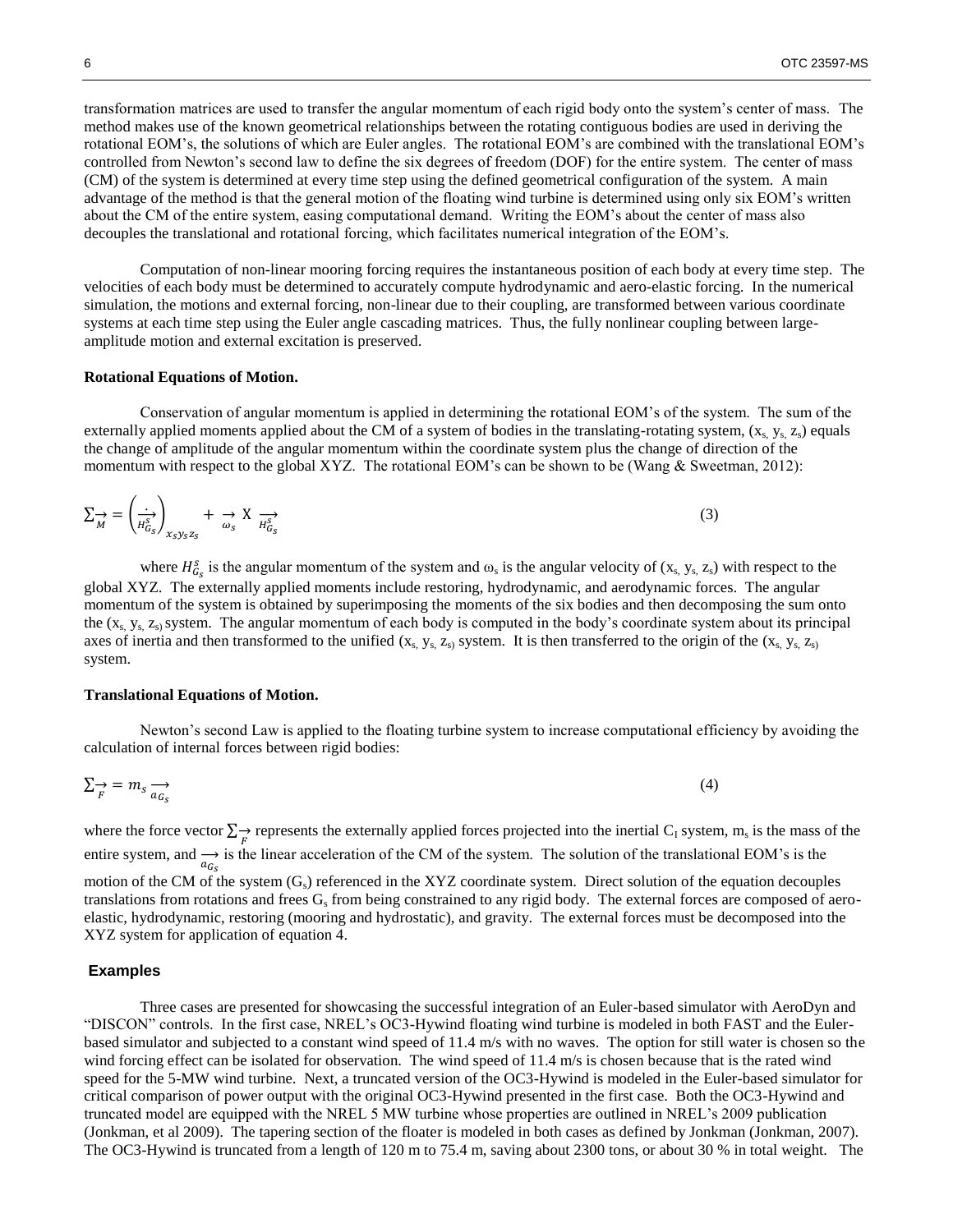transformation matrices are used to transfer the angular momentum of each rigid body onto the system's center of mass. The method makes use of the known geometrical relationships between the rotating contiguous bodies are used in deriving the rotational EOM's, the solutions of which are Euler angles. The rotational EOM's are combined with the translational EOM's controlled from Newton's second law to define the six degrees of freedom (DOF) for the entire system. The center of mass (CM) of the system is determined at every time step using the defined geometrical configuration of the system. A main advantage of the method is that the general motion of the floating wind turbine is determined using only six EOM's written about the CM of the entire system, easing computational demand. Writing the EOM's about the center of mass also decouples the translational and rotational forcing, which facilitates numerical integration of the EOM's.

Computation of non-linear mooring forcing requires the instantaneous position of each body at every time step. The velocities of each body must be determined to accurately compute hydrodynamic and aero-elastic forcing. In the numerical simulation, the motions and external forcing, non-linear due to their coupling, are transformed between various coordinate systems at each time step using the Euler angle cascading matrices. Thus, the fully nonlinear coupling between large-amplitude motion and external excitation is preserved.

### Rotational Equations of Motion.

Conservation of angular momentum is applied in determining the rotational EOM's of the system. The sum of the externally applied moments applied about the CM of a system of bodies in the translating-rotating system, ($x_s$, $y_s$, $z_s$) equals the change of amplitude of the angular momentum within the coordinate system plus the change of direction of the momentum with respect to the global XYZ. The rotational EOM's can be shown to be (Wang & Sweetman, 2012):

$$\sum \vec{M} = \left( \dot{\vec{H}}_{G_s}^{s} \right)_{x_s y_s z_s} + \vec{\omega}_s \times \vec{H}_{G_s}^{s} \tag{3}$$

where $H_{G_s}^{s}$ is the angular momentum of the system and $\omega_s$ is the angular velocity of ($x_s$, $y_s$, $z_s$) with respect to the global XYZ. The externally applied moments include restoring, hydrodynamic, and aerodynamic forces. The angular momentum of the system is obtained by superimposing the moments of the six bodies and then decomposing the sum onto the ($x_s$, $y_s$, $z_s$) system. The angular momentum of each body is computed in the body's coordinate system about its principal axes of inertia and then transformed to the unified ($x_s$, $y_s$, $z_s$) system. It is then transferred to the origin of the ($x_s$, $y_s$, $z_s$) system.

### Translational Equations of Motion.

Newton's second Law is applied to the floating turbine system to increase computational efficiency by avoiding the calculation of internal forces between rigid bodies:

$$\sum \vec{F} = m_s \, \vec{a}_{G_s} \tag{4}$$

where the force vector $\sum \vec{F}$ represents the externally applied forces projected into the inertial $C_I$ system, $m_s$ is the mass of the entire system, and $\vec{a}_{G_s}$ is the linear acceleration of the CM of the system. The solution of the translational EOM's is the motion of the CM of the system ($G_s$) referenced in the XYZ coordinate system. Direct solution of the equation decouples translations from rotations and frees $G_s$ from being constrained to any rigid body. The external forces are composed of aero-elastic, hydrodynamic, restoring (mooring and hydrostatic), and gravity. The external forces must be decomposed into the XYZ system for application of equation 4.

## Examples

Three cases are presented for showcasing the successful integration of an Euler-based simulator with AeroDyn and "DISCON" controls. In the first case, NREL's OC3-Hywind floating wind turbine is modeled in both FAST and the Euler-based simulator and subjected to a constant wind speed of 11.4 m/s with no waves. The option for still water is chosen so the wind forcing effect can be isolated for observation. The wind speed of 11.4 m/s is chosen because that is the rated wind speed for the 5-MW wind turbine. Next, a truncated version of the OC3-Hywind is modeled in the Euler-based simulator for critical comparison of power output with the original OC3-Hywind presented in the first case. Both the OC3-Hywind and truncated model are equipped with the NREL 5 MW turbine whose properties are outlined in NREL's 2009 publication (Jonkman, et al 2009). The tapering section of the floater is modeled in both cases as defined by Jonkman (Jonkman, 2007). The OC3-Hywind is truncated from a length of 120 m to 75.4 m, saving about 2300 tons, or about 30 % in total weight. The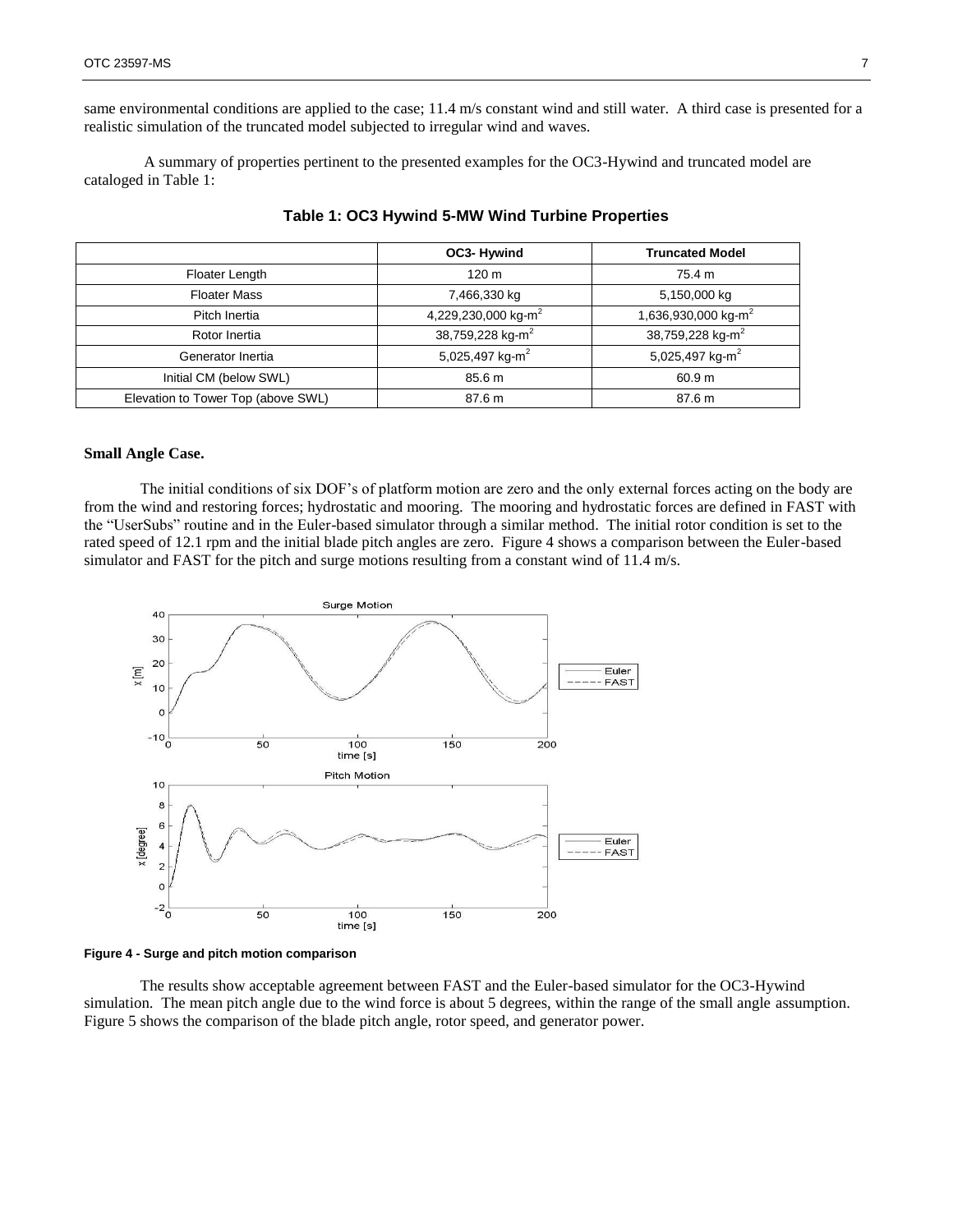same environmental conditions are applied to the case; 11.4 m/s constant wind and still water. A third case is presented for a realistic simulation of the truncated model subjected to irregular wind and waves.

A summary of properties pertinent to the presented examples for the OC3-Hywind and truncated model are cataloged in Table 1:

**Table 1: OC3 Hywind 5-MW Wind Turbine Properties**

| | OC3- Hywind | Truncated Model |
|---|---|---|
| Floater Length | 120 m | 75.4 m |
| Floater Mass | 7,466,330 kg | 5,150,000 kg |
| Pitch Inertia | 4,229,230,000 kg-m$^2$ | 1,636,930,000 kg-m$^2$ |
| Rotor Inertia | 38,759,228 kg-m$^2$ | 38,759,228 kg-m$^2$ |
| Generator Inertia | 5,025,497 kg-m$^2$ | 5,025,497 kg-m$^2$ |
| Initial CM (below SWL) | 85.6 m | 60.9 m |
| Elevation to Tower Top (above SWL) | 87.6 m | 87.6 m |

**Small Angle Case.**

The initial conditions of six DOF's of platform motion are zero and the only external forces acting on the body are from the wind and restoring forces; hydrostatic and mooring. The mooring and hydrostatic forces are defined in FAST with the "UserSubs" routine and in the Euler-based simulator through a similar method. The initial rotor condition is set to the rated speed of 12.1 rpm and the initial blade pitch angles are zero. Figure 4 shows a comparison between the Euler-based simulator and FAST for the pitch and surge motions resulting from a constant wind of 11.4 m/s.

**Figure 4 - Surge and pitch motion comparison**

The results show acceptable agreement between FAST and the Euler-based simulator for the OC3-Hywind simulation. The mean pitch angle due to the wind force is about 5 degrees, within the range of the small angle assumption. Figure 5 shows the comparison of the blade pitch angle, rotor speed, and generator power.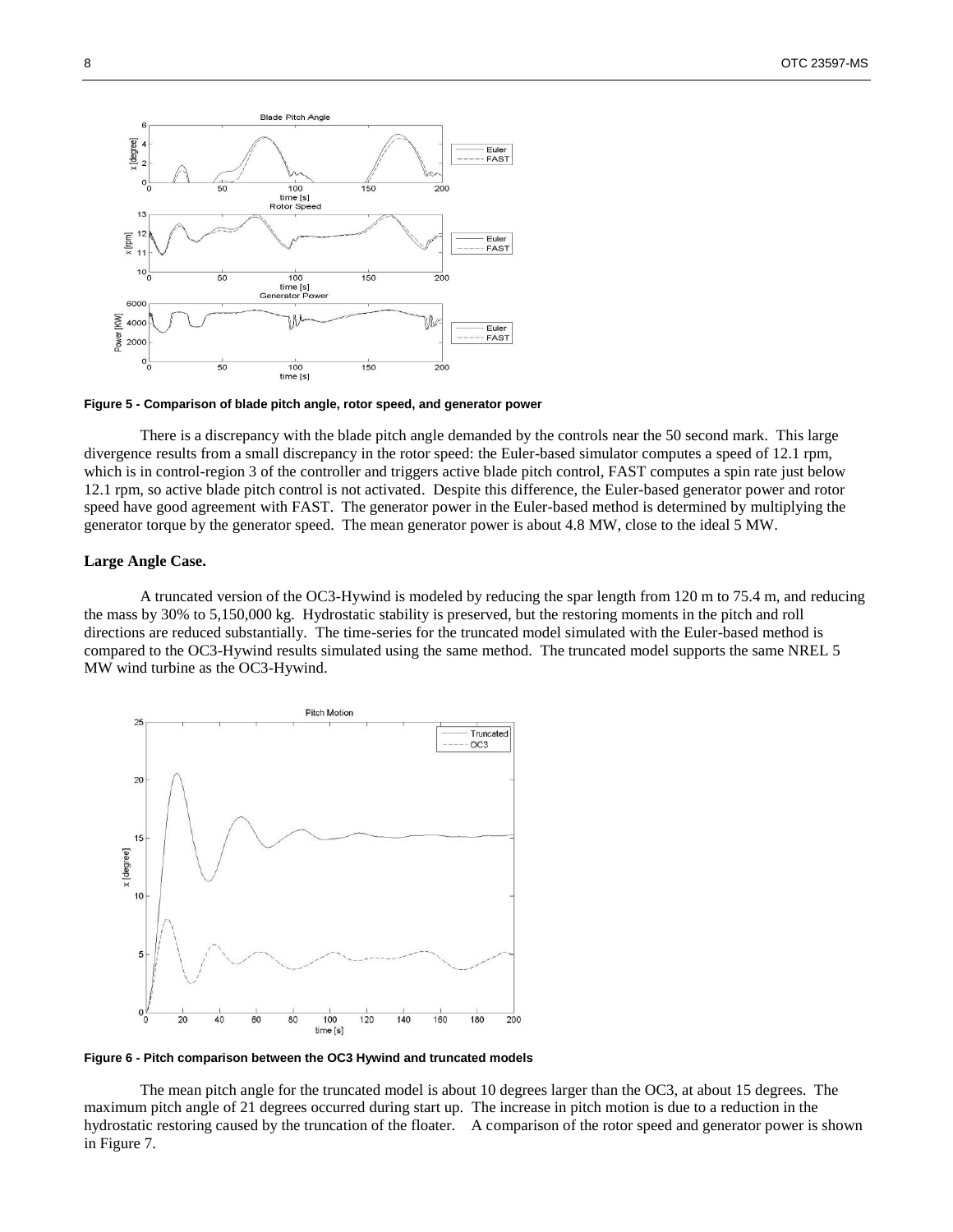Figure 5 - Comparison of blade pitch angle, rotor speed, and generator power

There is a discrepancy with the blade pitch angle demanded by the controls near the 50 second mark. This large divergence results from a small discrepancy in the rotor speed: the Euler-based simulator computes a speed of 12.1 rpm, which is in control-region 3 of the controller and triggers active blade pitch control, FAST computes a spin rate just below 12.1 rpm, so active blade pitch control is not activated. Despite this difference, the Euler-based generator power and rotor speed have good agreement with FAST. The generator power in the Euler-based method is determined by multiplying the generator torque by the generator speed. The mean generator power is about 4.8 MW, close to the ideal 5 MW.

**Large Angle Case.**

A truncated version of the OC3-Hywind is modeled by reducing the spar length from 120 m to 75.4 m, and reducing the mass by 30% to 5,150,000 kg. Hydrostatic stability is preserved, but the restoring moments in the pitch and roll directions are reduced substantially. The time-series for the truncated model simulated with the Euler-based method is compared to the OC3-Hywind results simulated using the same method. The truncated model supports the same NREL 5 MW wind turbine as the OC3-Hywind.

Figure 6 - Pitch comparison between the OC3 Hywind and truncated models

The mean pitch angle for the truncated model is about 10 degrees larger than the OC3, at about 15 degrees. The maximum pitch angle of 21 degrees occurred during start up. The increase in pitch motion is due to a reduction in the hydrostatic restoring caused by the truncation of the floater. A comparison of the rotor speed and generator power is shown in Figure 7.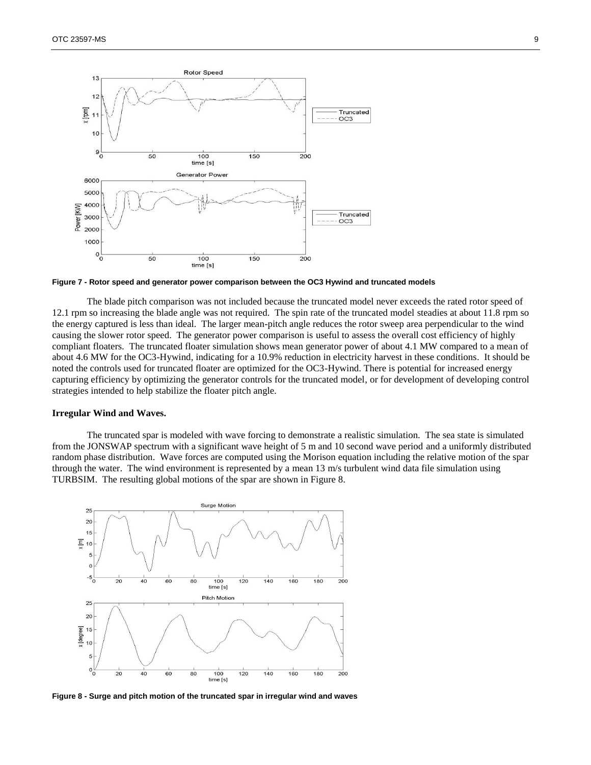Figure 7 - Rotor speed and generator power comparison between the OC3 Hywind and truncated models

The blade pitch comparison was not included because the truncated model never exceeds the rated rotor speed of 12.1 rpm so increasing the blade angle was not required. The spin rate of the truncated model steadies at about 11.8 rpm so the energy captured is less than ideal. The larger mean-pitch angle reduces the rotor sweep area perpendicular to the wind causing the slower rotor speed. The generator power comparison is useful to assess the overall cost efficiency of highly compliant floaters. The truncated floater simulation shows mean generator power of about 4.1 MW compared to a mean of about 4.6 MW for the OC3-Hywind, indicating for a 10.9% reduction in electricity harvest in these conditions. It should be noted the controls used for truncated floater are optimized for the OC3-Hywind. There is potential for increased energy capturing efficiency by optimizing the generator controls for the truncated model, or for development of developing control strategies intended to help stabilize the floater pitch angle.

**Irregular Wind and Waves.**

The truncated spar is modeled with wave forcing to demonstrate a realistic simulation. The sea state is simulated from the JONSWAP spectrum with a significant wave height of 5 m and 10 second wave period and a uniformly distributed random phase distribution. Wave forces are computed using the Morison equation including the relative motion of the spar through the water. The wind environment is represented by a mean 13 m/s turbulent wind data file simulation using TURBSIM. The resulting global motions of the spar are shown in Figure 8.

Figure 8 - Surge and pitch motion of the truncated spar in irregular wind and waves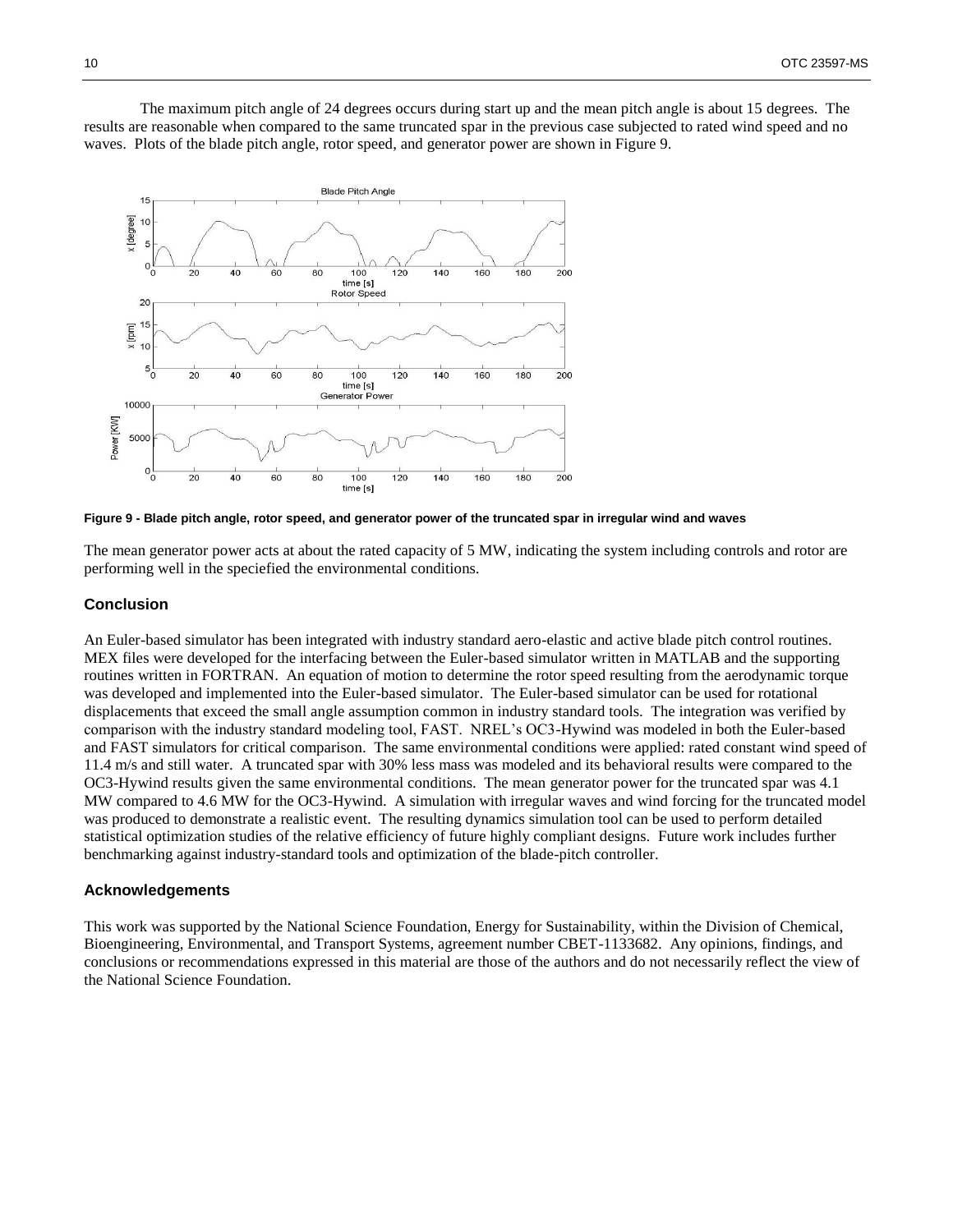The maximum pitch angle of 24 degrees occurs during start up and the mean pitch angle is about 15 degrees. The results are reasonable when compared to the same truncated spar in the previous case subjected to rated wind speed and no waves. Plots of the blade pitch angle, rotor speed, and generator power are shown in Figure 9.

**Figure 9 - Blade pitch angle, rotor speed, and generator power of the truncated spar in irregular wind and waves**

The mean generator power acts at about the rated capacity of 5 MW, indicating the system including controls and rotor are performing well in the speciefied the environmental conditions.

### Conclusion

An Euler-based simulator has been integrated with industry standard aero-elastic and active blade pitch control routines. MEX files were developed for the interfacing between the Euler-based simulator written in MATLAB and the supporting routines written in FORTRAN. An equation of motion to determine the rotor speed resulting from the aerodynamic torque was developed and implemented into the Euler-based simulator. The Euler-based simulator can be used for rotational displacements that exceed the small angle assumption common in industry standard tools. The integration was verified by comparison with the industry standard modeling tool, FAST. NREL's OC3-Hywind was modeled in both the Euler-based and FAST simulators for critical comparison. The same environmental conditions were applied: rated constant wind speed of 11.4 m/s and still water. A truncated spar with 30% less mass was modeled and its behavioral results were compared to the OC3-Hywind results given the same environmental conditions. The mean generator power for the truncated spar was 4.1 MW compared to 4.6 MW for the OC3-Hywind. A simulation with irregular waves and wind forcing for the truncated model was produced to demonstrate a realistic event. The resulting dynamics simulation tool can be used to perform detailed statistical optimization studies of the relative efficiency of future highly compliant designs. Future work includes further benchmarking against industry-standard tools and optimization of the blade-pitch controller.

### Acknowledgements

This work was supported by the National Science Foundation, Energy for Sustainability, within the Division of Chemical, Bioengineering, Environmental, and Transport Systems, agreement number CBET-1133682. Any opinions, findings, and conclusions or recommendations expressed in this material are those of the authors and do not necessarily reflect the view of the National Science Foundation.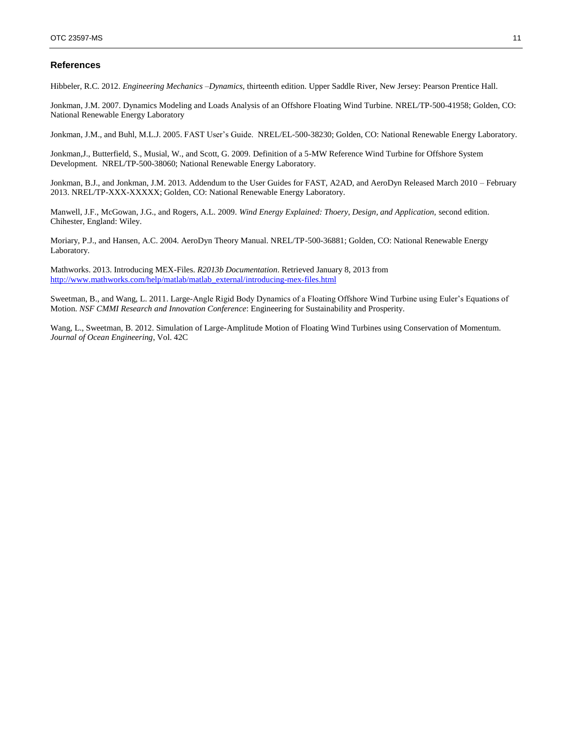## References

Hibbeler, R.C. 2012. *Engineering Mechanics –Dynamics*, thirteenth edition. Upper Saddle River, New Jersey: Pearson Prentice Hall.

Jonkman, J.M. 2007. Dynamics Modeling and Loads Analysis of an Offshore Floating Wind Turbine. NREL/TP-500-41958; Golden, CO: National Renewable Energy Laboratory

Jonkman, J.M., and Buhl, M.L.J. 2005. FAST User's Guide. NREL/EL-500-38230; Golden, CO: National Renewable Energy Laboratory.

Jonkman,J., Butterfield, S., Musial, W., and Scott, G. 2009. Definition of a 5-MW Reference Wind Turbine for Offshore System Development. NREL/TP-500-38060; National Renewable Energy Laboratory.

Jonkman, B.J., and Jonkman, J.M. 2013. Addendum to the User Guides for FAST, A2AD, and AeroDyn Released March 2010 – February 2013. NREL/TP-XXX-XXXXX; Golden, CO: National Renewable Energy Laboratory.

Manwell, J.F., McGowan, J.G., and Rogers, A.L. 2009. *Wind Energy Explained: Thoery, Design, and Application*, second edition. Chihester, England: Wiley.

Moriary, P.J., and Hansen, A.C. 2004. AeroDyn Theory Manual. NREL/TP-500-36881; Golden, CO: National Renewable Energy Laboratory.

Mathworks. 2013. Introducing MEX-Files. *R2013b Documentation*. Retrieved January 8, 2013 from http://www.mathworks.com/help/matlab/matlab_external/introducing-mex-files.html

Sweetman, B., and Wang, L. 2011. Large-Angle Rigid Body Dynamics of a Floating Offshore Wind Turbine using Euler's Equations of Motion. *NSF CMMI Research and Innovation Conference*: Engineering for Sustainability and Prosperity.

Wang, L., Sweetman, B. 2012. Simulation of Large-Amplitude Motion of Floating Wind Turbines using Conservation of Momentum. *Journal of Ocean Engineering*, Vol. 42C